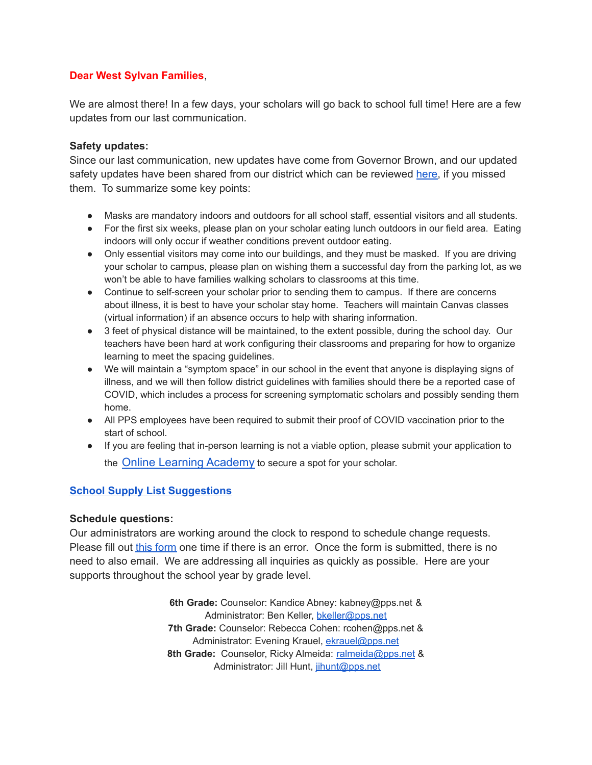**Dear West Sylvan Families**,

We are almost there! In a few days, your scholars will go back to school full time! Here are a few updates from our last communication.

**Safety updates:**

Since our last communication, new updates have come from Governor Brown, and our updated safety updates have been shared from our district which can be reviewed here, if you missed them. To summarize some key points:

- Masks are mandatory indoors and outdoors for all school staff, essential visitors and all students.
- For the first six weeks, please plan on your scholar eating lunch outdoors in our field area. Eating indoors will only occur if weather conditions prevent outdoor eating.
- Only essential visitors may come into our buildings, and they must be masked. If you are driving your scholar to campus, please plan on wishing them a successful day from the parking lot, as we won't be able to have families walking scholars to classrooms at this time.
- Continue to self-screen your scholar prior to sending them to campus. If there are concerns about illness, it is best to have your scholar stay home. Teachers will maintain Canvas classes (virtual information) if an absence occurs to help with sharing information.
- 3 feet of physical distance will be maintained, to the extent possible, during the school day. Our teachers have been hard at work configuring their classrooms and preparing for how to organize learning to meet the spacing guidelines.
- We will maintain a "symptom space" in our school in the event that anyone is displaying signs of illness, and we will then follow district guidelines with families should there be a reported case of COVID, which includes a process for screening symptomatic scholars and possibly sending them home.
- All PPS employees have been required to submit their proof of COVID vaccination prior to the start of school.
- If you are feeling that in-person learning is not a viable option, please submit your application to the Online Learning Academy to secure a spot for your scholar.

**School Supply List Suggestions**

**Schedule questions:**

Our administrators are working around the clock to respond to schedule change requests. Please fill out this form one time if there is an error. Once the form is submitted, there is no need to also email. We are addressing all inquiries as quickly as possible. Here are your supports throughout the school year by grade level.

**6th Grade:** Counselor: Kandice Abney: kabney@pps.net & Administrator: Ben Keller, bkeller@pps.net

**7th Grade:** Counselor: Rebecca Cohen: rcohen@pps.net & Administrator: Evening Krauel, ekrauel@pps.net

**8th Grade:** Counselor, Ricky Almeida: ralmeida@pps.net & Administrator: Jill Hunt, jihunt@pps.net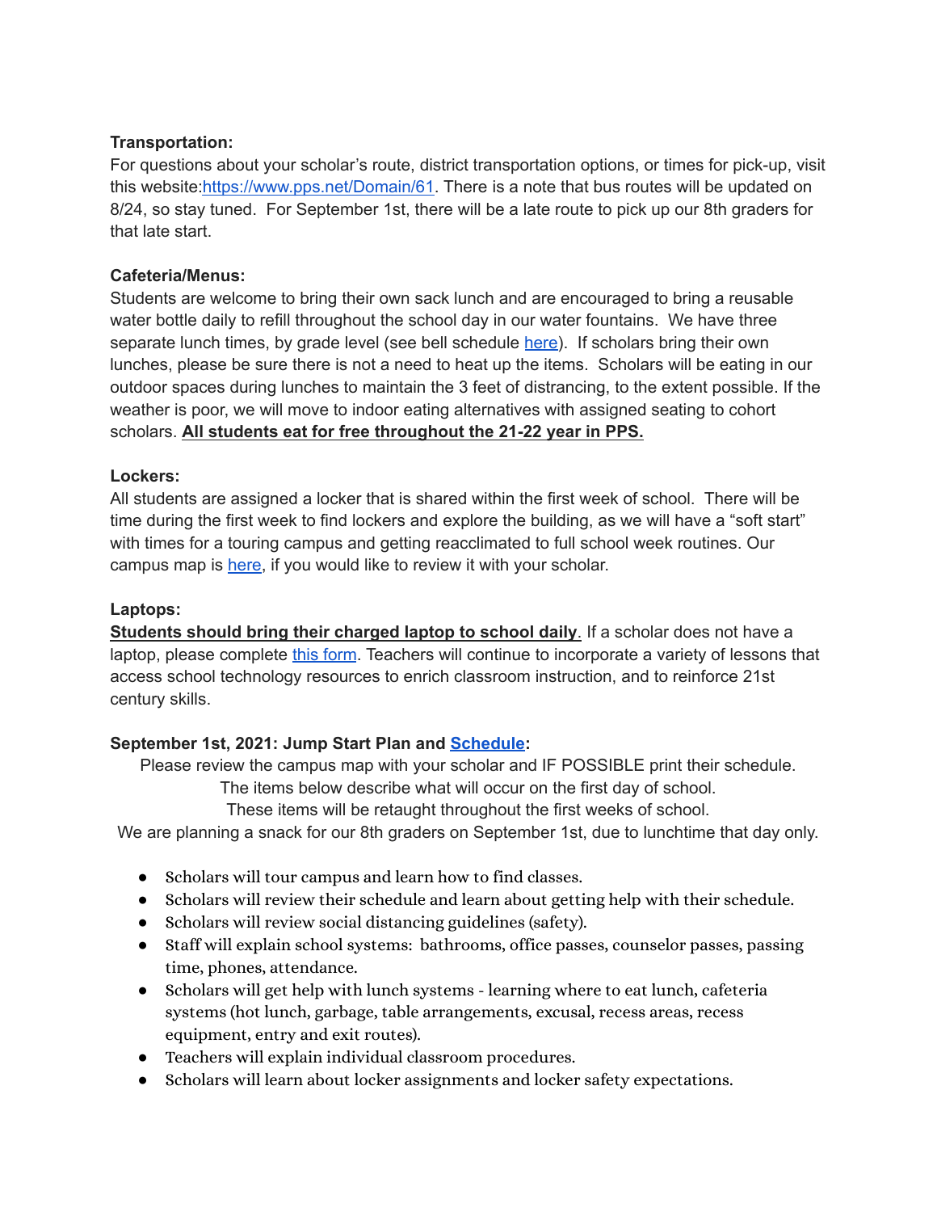**Transportation:**
For questions about your scholar's route, district transportation options, or times for pick-up, visit this website:[https://www.pps.net/Domain/61](https://www.pps.net/Domain/61). There is a note that bus routes will be updated on 8/24, so stay tuned. For September 1st, there will be a late route to pick up our 8th graders for that late start.

**Cafeteria/Menus:**
Students are welcome to bring their own sack lunch and are encouraged to bring a reusable water bottle daily to refill throughout the school day in our water fountains. We have three separate lunch times, by grade level (see bell schedule here). If scholars bring their own lunches, please be sure there is not a need to heat up the items. Scholars will be eating in our outdoor spaces during lunches to maintain the 3 feet of distrancing, to the extent possible. If the weather is poor, we will move to indoor eating alternatives with assigned seating to cohort scholars. **All students eat for free throughout the 21-22 year in PPS.**

**Lockers:**
All students are assigned a locker that is shared within the first week of school. There will be time during the first week to find lockers and explore the building, as we will have a "soft start" with times for a touring campus and getting reacclimated to full school week routines. Our campus map is here, if you would like to review it with your scholar.

**Laptops:**
**Students should bring their charged laptop to school daily.** If a scholar does not have a laptop, please complete this form. Teachers will continue to incorporate a variety of lessons that access school technology resources to enrich classroom instruction, and to reinforce 21st century skills.

**September 1st, 2021: Jump Start Plan and Schedule:**

Please review the campus map with your scholar and IF POSSIBLE print their schedule.
The items below describe what will occur on the first day of school.
These items will be retaught throughout the first weeks of school.
We are planning a snack for our 8th graders on September 1st, due to lunchtime that day only.

- Scholars will tour campus and learn how to find classes.
- Scholars will review their schedule and learn about getting help with their schedule.
- Scholars will review social distancing guidelines (safety).
- Staff will explain school systems: bathrooms, office passes, counselor passes, passing time, phones, attendance.
- Scholars will get help with lunch systems - learning where to eat lunch, cafeteria systems (hot lunch, garbage, table arrangements, excusal, recess areas, recess equipment, entry and exit routes).
- Teachers will explain individual classroom procedures.
- Scholars will learn about locker assignments and locker safety expectations.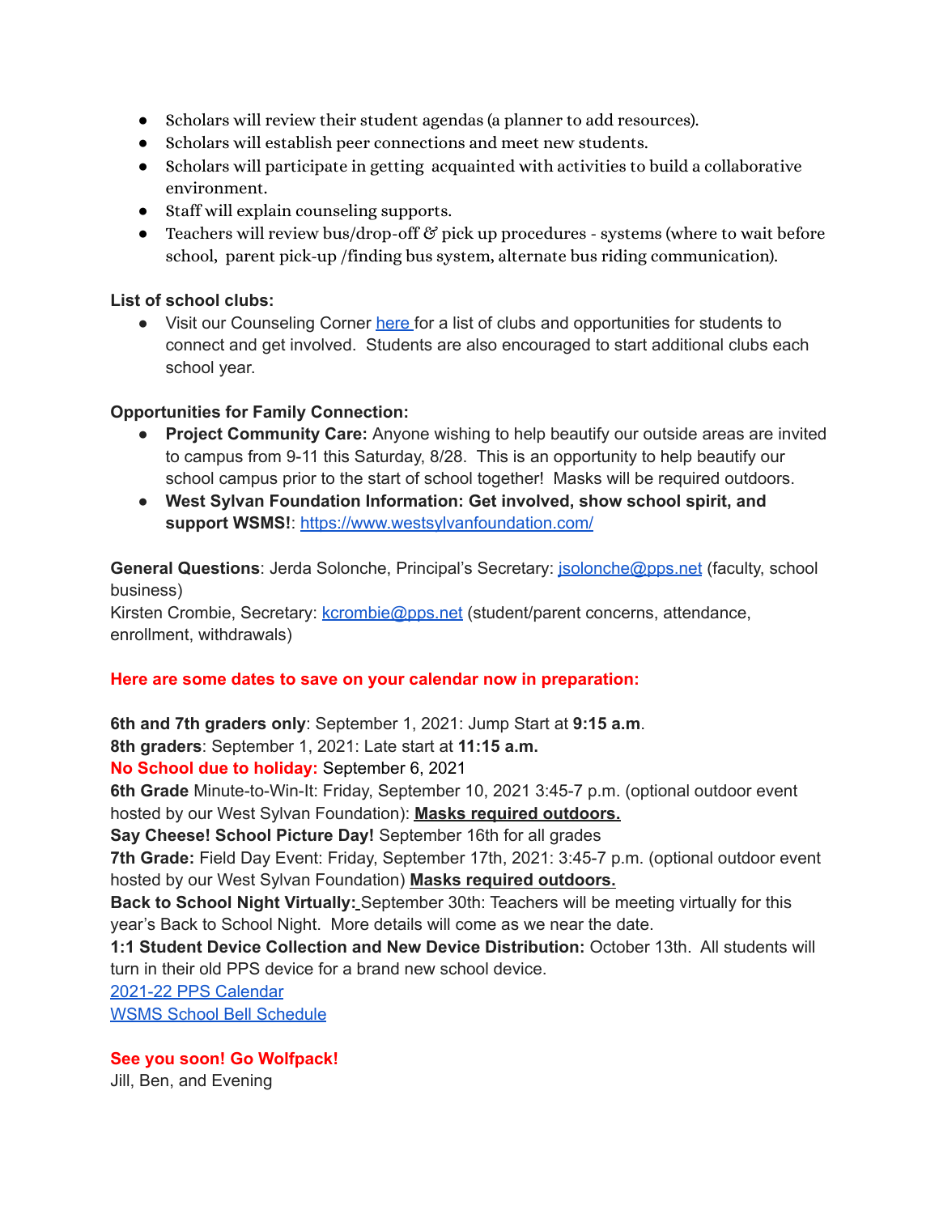- Scholars will review their student agendas (a planner to add resources).
- Scholars will establish peer connections and meet new students.
- Scholars will participate in getting acquainted with activities to build a collaborative environment.
- Staff will explain counseling supports.
- Teachers will review bus/drop-off & pick up procedures - systems (where to wait before school, parent pick-up /finding bus system, alternate bus riding communication).

**List of school clubs:**

- Visit our Counseling Corner here for a list of clubs and opportunities for students to connect and get involved. Students are also encouraged to start additional clubs each school year.

**Opportunities for Family Connection:**

- **Project Community Care:** Anyone wishing to help beautify our outside areas are invited to campus from 9-11 this Saturday, 8/28. This is an opportunity to help beautify our school campus prior to the start of school together! Masks will be required outdoors.
- **West Sylvan Foundation Information: Get involved, show school spirit, and support WSMS!**: https://www.westsylvanfoundation.com/

**General Questions**: Jerda Solonche, Principal's Secretary: jsolonche@pps.net (faculty, school business)
Kirsten Crombie, Secretary: kcrombie@pps.net (student/parent concerns, attendance, enrollment, withdrawals)

**Here are some dates to save on your calendar now in preparation:**

**6th and 7th graders only**: September 1, 2021: Jump Start at **9:15 a.m**.
**8th graders**: September 1, 2021: Late start at **11:15 a.m.**
**No School due to holiday:** September 6, 2021
**6th Grade** Minute-to-Win-It: Friday, September 10, 2021 3:45-7 p.m. (optional outdoor event hosted by our West Sylvan Foundation): **Masks required outdoors.**
**Say Cheese! School Picture Day!** September 16th for all grades
**7th Grade:** Field Day Event: Friday, September 17th, 2021: 3:45-7 p.m. (optional outdoor event hosted by our West Sylvan Foundation) **Masks required outdoors.**
**Back to School Night Virtually:** September 30th: Teachers will be meeting virtually for this year's Back to School Night. More details will come as we near the date.
**1:1 Student Device Collection and New Device Distribution:** October 13th. All students will turn in their old PPS device for a brand new school device.
2021-22 PPS Calendar
WSMS School Bell Schedule

**See you soon! Go Wolfpack!**
Jill, Ben, and Evening